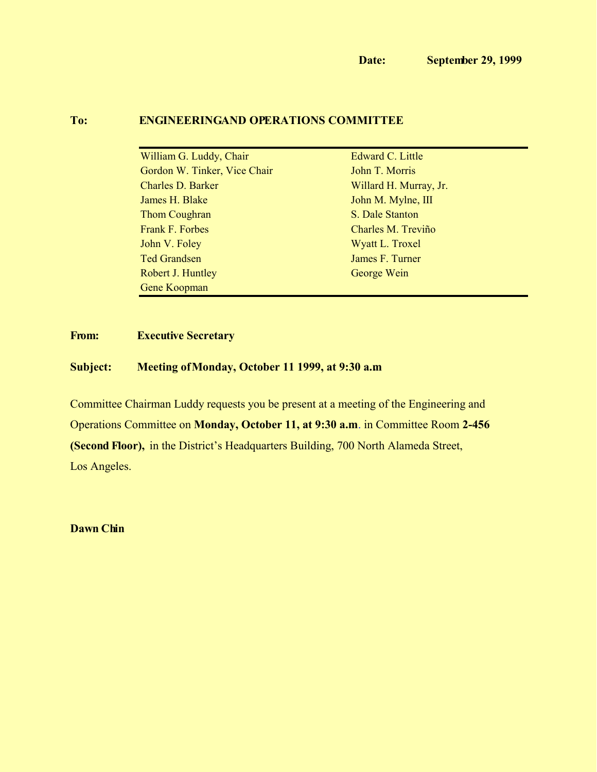**Date:** **September 29, 1999**

**To:** **ENGINEERINGAND OPERATIONS COMMITTEE**

| | |
|---|---|
| William G. Luddy, Chair | Edward C. Little |
| Gordon W. Tinker, Vice Chair | John T. Morris |
| Charles D. Barker | Willard H. Murray, Jr. |
| James H. Blake | John M. Mylne, III |
| Thom Coughran | S. Dale Stanton |
| Frank F. Forbes | Charles M. Treviño |
| John V. Foley | Wyatt L. Troxel |
| Ted Grandsen | James F. Turner |
| Robert J. Huntley | George Wein |
| Gene Koopman | |

**From:** **Executive Secretary**

**Subject:** **Meeting of Monday, October 11 1999, at 9:30 a.m**

Committee Chairman Luddy requests you be present at a meeting of the Engineering and Operations Committee on **Monday, October 11, at 9:30 a.m**. in Committee Room **2-456 (Second Floor),** in the District's Headquarters Building, 700 North Alameda Street, Los Angeles.

**Dawn Chin**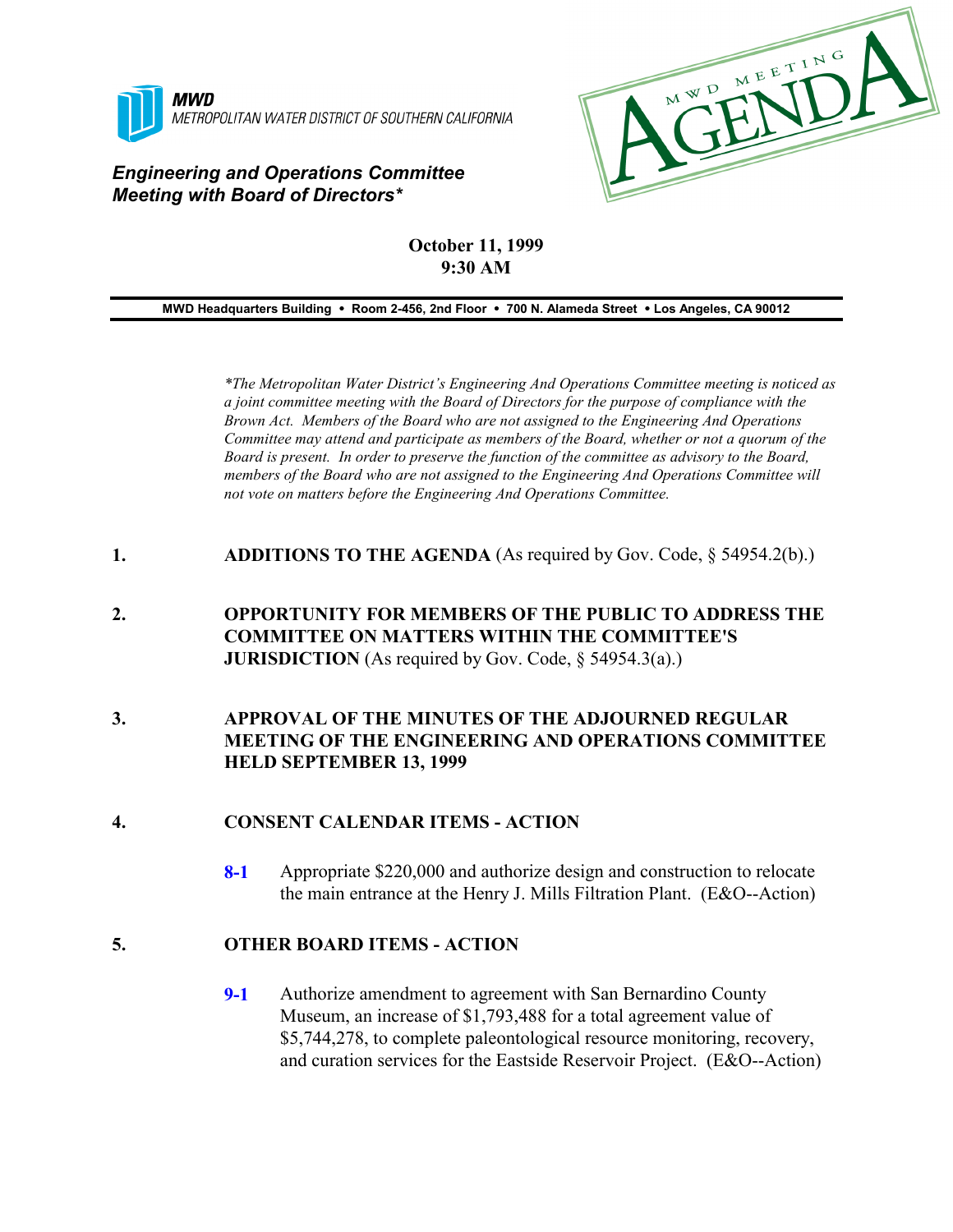**MWD**
METROPOLITAN WATER DISTRICT OF SOUTHERN CALIFORNIA

MWD MEETING AGENDA

***Engineering and Operations Committee Meeting with Board of Directors****

**October 11, 1999**
**9:30 AM**

**MWD Headquarters Building • Room 2-456, 2nd Floor • 700 N. Alameda Street • Los Angeles, CA 90012**

*\*The Metropolitan Water District's Engineering And Operations Committee meeting is noticed as a joint committee meeting with the Board of Directors for the purpose of compliance with the Brown Act. Members of the Board who are not assigned to the Engineering And Operations Committee may attend and participate as members of the Board, whether or not a quorum of the Board is present. In order to preserve the function of the committee as advisory to the Board, members of the Board who are not assigned to the Engineering And Operations Committee will not vote on matters before the Engineering And Operations Committee.*

1. **ADDITIONS TO THE AGENDA** (As required by Gov. Code, § 54954.2(b).)

2. **OPPORTUNITY FOR MEMBERS OF THE PUBLIC TO ADDRESS THE COMMITTEE ON MATTERS WITHIN THE COMMITTEE'S JURISDICTION** (As required by Gov. Code, § 54954.3(a).)

3. **APPROVAL OF THE MINUTES OF THE ADJOURNED REGULAR MEETING OF THE ENGINEERING AND OPERATIONS COMMITTEE HELD SEPTEMBER 13, 1999**

4. **CONSENT CALENDAR ITEMS - ACTION**

   **8-1** Appropriate $220,000 and authorize design and construction to relocate the main entrance at the Henry J. Mills Filtration Plant. (E&O--Action)

5. **OTHER BOARD ITEMS - ACTION**

   **9-1** Authorize amendment to agreement with San Bernardino County Museum, an increase of $1,793,488 for a total agreement value of $5,744,278, to complete paleontological resource monitoring, recovery, and curation services for the Eastside Reservoir Project. (E&O--Action)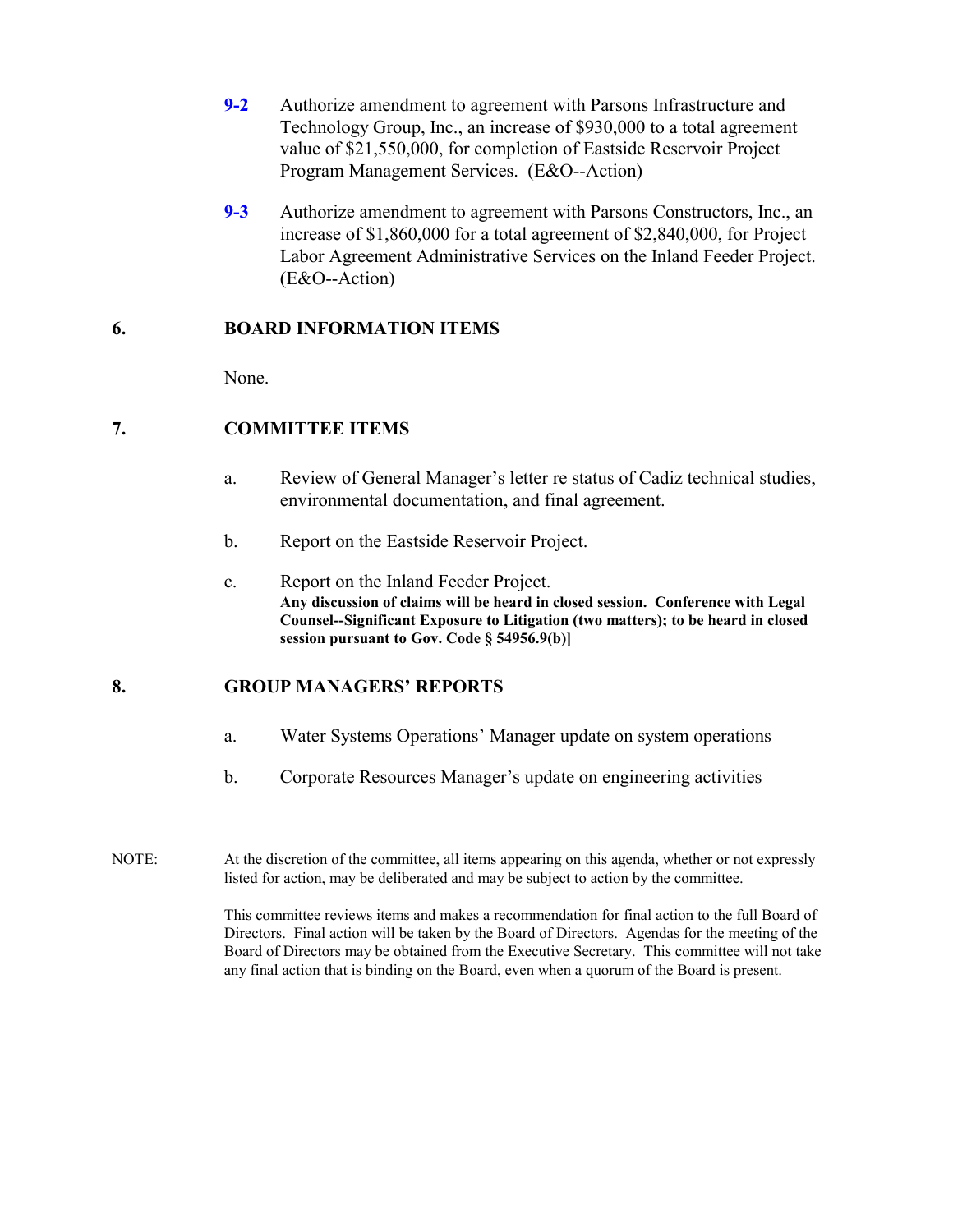**9-2** Authorize amendment to agreement with Parsons Infrastructure and Technology Group, Inc., an increase of $930,000 to a total agreement value of $21,550,000, for completion of Eastside Reservoir Project Program Management Services. (E&O--Action)

**9-3** Authorize amendment to agreement with Parsons Constructors, Inc., an increase of $1,860,000 for a total agreement of $2,840,000, for Project Labor Agreement Administrative Services on the Inland Feeder Project. (E&O--Action)

## 6. BOARD INFORMATION ITEMS

None.

## 7. COMMITTEE ITEMS

a. Review of General Manager's letter re status of Cadiz technical studies, environmental documentation, and final agreement.

b. Report on the Eastside Reservoir Project.

c. Report on the Inland Feeder Project.
**Any discussion of claims will be heard in closed session. Conference with Legal Counsel--Significant Exposure to Litigation (two matters); to be heard in closed session pursuant to Gov. Code § 54956.9(b)]**

## 8. GROUP MANAGERS' REPORTS

a. Water Systems Operations' Manager update on system operations

b. Corporate Resources Manager's update on engineering activities

NOTE: At the discretion of the committee, all items appearing on this agenda, whether or not expressly listed for action, may be deliberated and may be subject to action by the committee.

This committee reviews items and makes a recommendation for final action to the full Board of Directors. Final action will be taken by the Board of Directors. Agendas for the meeting of the Board of Directors may be obtained from the Executive Secretary. This committee will not take any final action that is binding on the Board, even when a quorum of the Board is present.